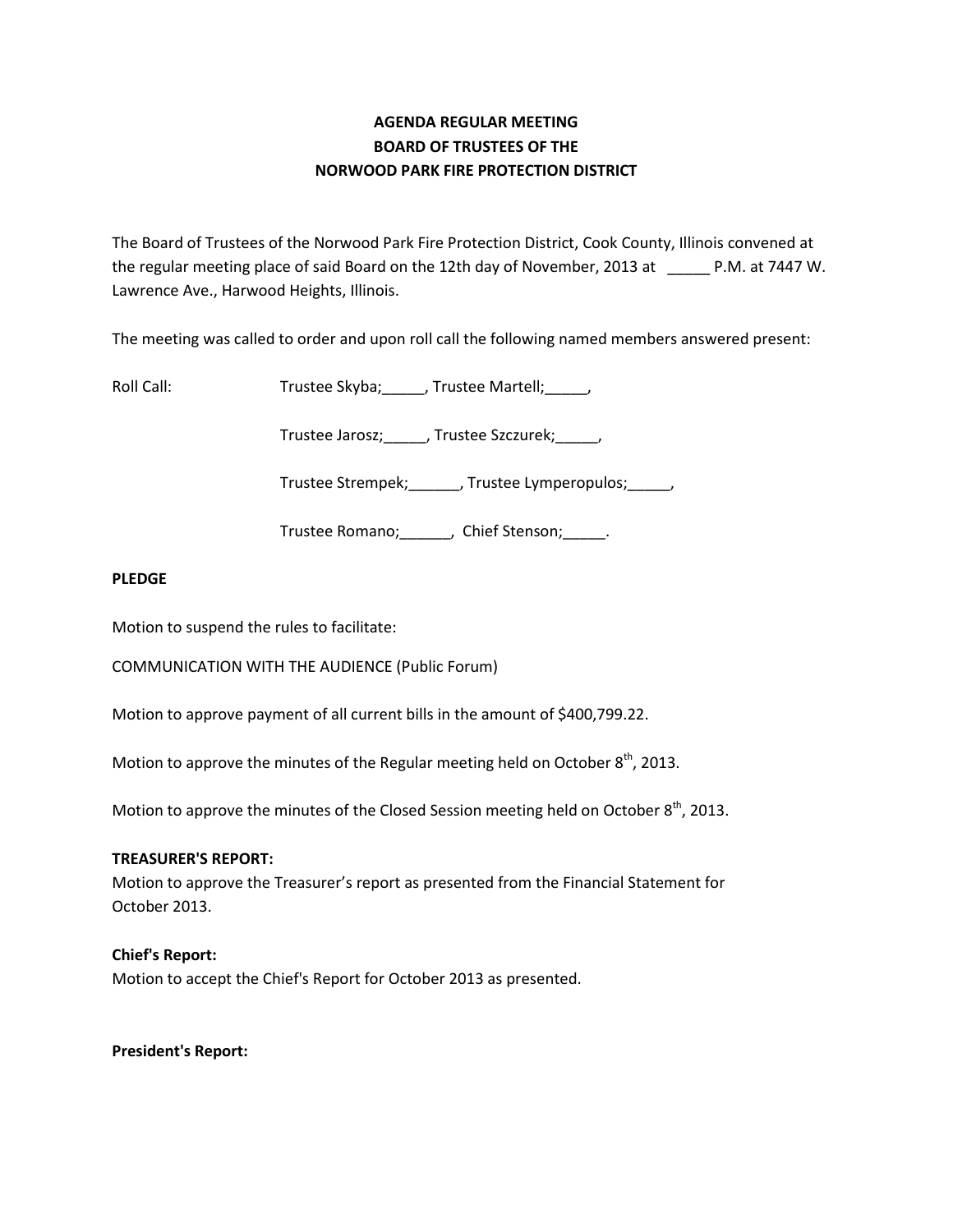**AGENDA REGULAR MEETING**
**BOARD OF TRUSTEES OF THE**
**NORWOOD PARK FIRE PROTECTION DISTRICT**

The Board of Trustees of the Norwood Park Fire Protection District, Cook County, Illinois convened at the regular meeting place of said Board on the 12th day of November, 2013 at _____ P.M. at 7447 W. Lawrence Ave., Harwood Heights, Illinois.

The meeting was called to order and upon roll call the following named members answered present:

Roll Call: Trustee Skyba;_____, Trustee Martell;_____,

Trustee Jarosz;_____, Trustee Szczurek;_____,

Trustee Strempek;______, Trustee Lymperopulos;_____,

Trustee Romano;______, Chief Stenson;_____.

**PLEDGE**

Motion to suspend the rules to facilitate:

COMMUNICATION WITH THE AUDIENCE (Public Forum)

Motion to approve payment of all current bills in the amount of $400,799.22.

Motion to approve the minutes of the Regular meeting held on October 8th, 2013.

Motion to approve the minutes of the Closed Session meeting held on October 8th, 2013.

**TREASURER'S REPORT:**
Motion to approve the Treasurer's report as presented from the Financial Statement for October 2013.

**Chief's Report:**
Motion to accept the Chief's Report for October 2013 as presented.

**President's Report:**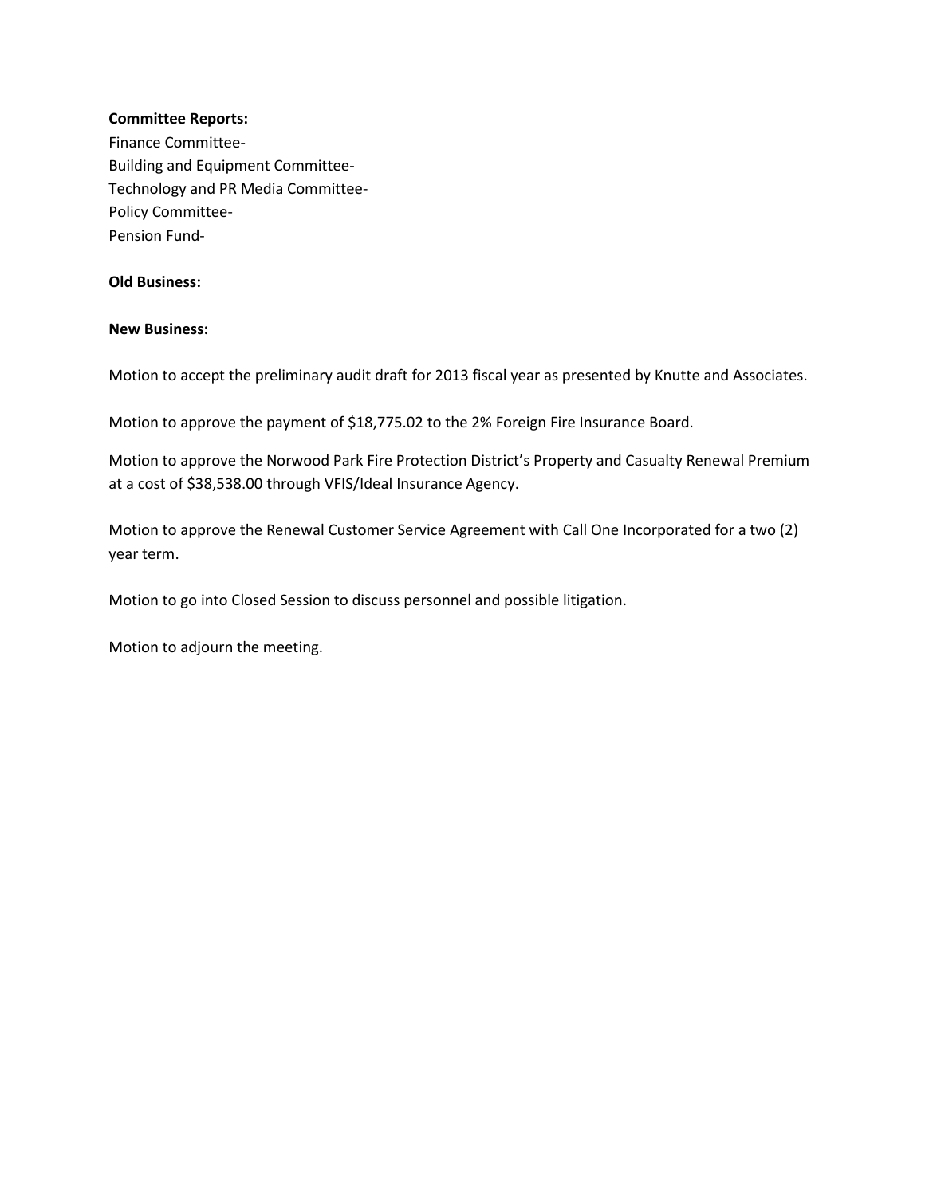**Committee Reports:**

Finance Committee-
Building and Equipment Committee-
Technology and PR Media Committee-
Policy Committee-
Pension Fund-

**Old Business:**

**New Business:**

Motion to accept the preliminary audit draft for 2013 fiscal year as presented by Knutte and Associates.

Motion to approve the payment of $18,775.02 to the 2% Foreign Fire Insurance Board.

Motion to approve the Norwood Park Fire Protection District's Property and Casualty Renewal Premium at a cost of $38,538.00 through VFIS/Ideal Insurance Agency.

Motion to approve the Renewal Customer Service Agreement with Call One Incorporated for a two (2) year term.

Motion to go into Closed Session to discuss personnel and possible litigation.

Motion to adjourn the meeting.